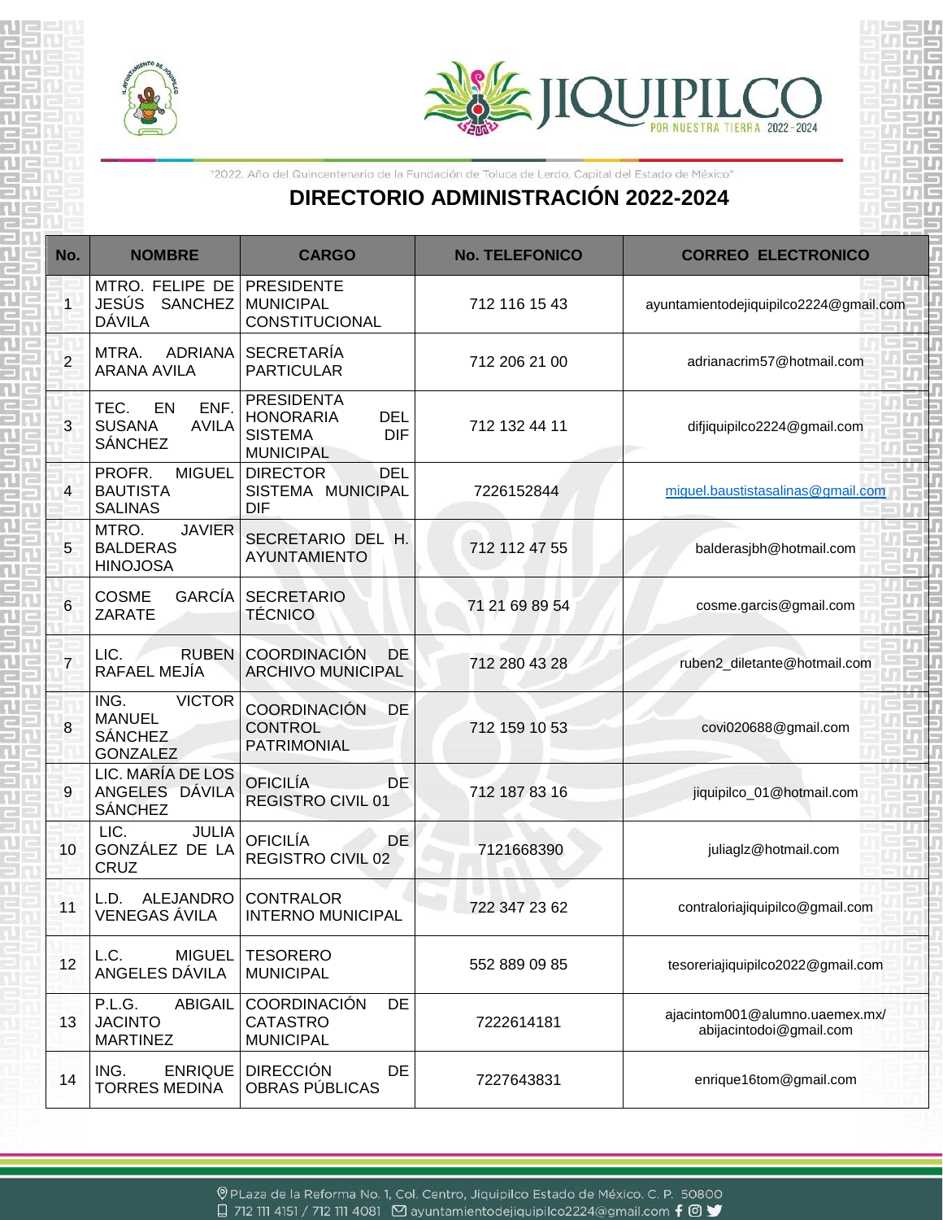"2022. Año del Quincentenario de la Fundación de Toluca de Lerdo, Capital del Estado de México"

# DIRECTORIO ADMINISTRACIÓN 2022-2024

| No. | NOMBRE | CARGO | No. TELEFONICO | CORREO ELECTRONICO |
|---|---|---|---|---|
| 1 | MTRO. FELIPE DE JESÚS SANCHEZ DÁVILA | PRESIDENTE MUNICIPAL CONSTITUCIONAL | 712 116 15 43 | ayuntamientodejiquipilco2224@gmail.com |
| 2 | MTRA. ADRIANA ARANA AVILA | SECRETARÍA PARTICULAR | 712 206 21 00 | adrianacrim57@hotmail.com |
| 3 | TEC. EN ENF. SUSANA AVILA SÁNCHEZ | PRESIDENTA HONORARIA DEL SISTEMA DIF MUNICIPAL | 712 132 44 11 | difjiquipilco2224@gmail.com |
| 4 | PROFR. MIGUEL BAUTISTA SALINAS | DIRECTOR DEL SISTEMA MUNICIPAL DIF | 7226152844 | miguel.baustistasalinas@gmail.com |
| 5 | MTRO. JAVIER BALDERAS HINOJOSA | SECRETARIO DEL H. AYUNTAMIENTO | 712 112 47 55 | balderasjbh@hotmail.com |
| 6 | COSME GARCÍA ZARATE | SECRETARIO TÉCNICO | 71 21 69 89 54 | cosme.garcis@gmail.com |
| 7 | LIC. RUBEN RAFAEL MEJÍA | COORDINACIÓN DE ARCHIVO MUNICIPAL | 712 280 43 28 | ruben2_diletante@hotmail.com |
| 8 | ING. VICTOR MANUEL SÁNCHEZ GONZALEZ | COORDINACIÓN DE CONTROL PATRIMONIAL | 712 159 10 53 | covi020688@gmail.com |
| 9 | LIC. MARÍA DE LOS ANGELES DÁVILA SÁNCHEZ | OFICILÍA DE REGISTRO CIVIL 01 | 712 187 83 16 | jiquipilco_01@hotmail.com |
| 10 | LIC. JULIA GONZÁLEZ DE LA CRUZ | OFICILÍA DE REGISTRO CIVIL 02 | 7121668390 | juliaglz@hotmail.com |
| 11 | L.D. ALEJANDRO VENEGAS ÁVILA | CONTRALOR INTERNO MUNICIPAL | 722 347 23 62 | contraloriajiquipilco@gmail.com |
| 12 | L.C. MIGUEL ANGELES DÁVILA | TESORERO MUNICIPAL | 552 889 09 85 | tesoreriajiquipilco2022@gmail.com |
| 13 | P.L.G. ABIGAIL JACINTO MARTINEZ | COORDINACIÓN DE CATASTRO MUNICIPAL | 7222614181 | ajacintom001@alumno.uaemex.mx/ abijacintodoi@gmail.com |
| 14 | ING. ENRIQUE TORRES MEDINA | DIRECCIÓN DE OBRAS PÚBLICAS | 7227643831 | enrique16tom@gmail.com |

PLaza de la Reforma No. 1, Col. Centro, Jiquipilco Estado de México. C. P. 50800
712 111 4151 / 712 111 4081 ayuntamientodejiquipilco2224@gmail.com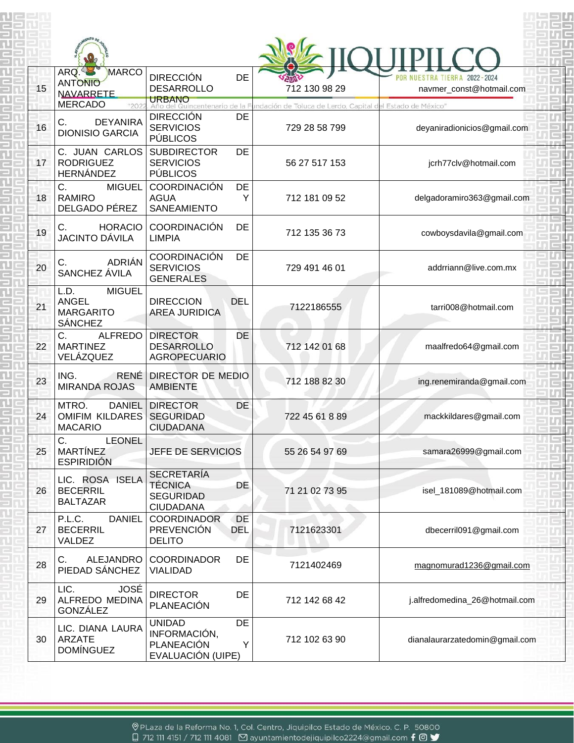| 15 | ARQ. MARCO ANTONIO NAVARRETE MERCADO | DIRECCIÓN DE DESARROLLO URBANO | 712 130 98 29 | navmer_const@hotmail.com |
|---|---|---|---|---|
| 16 | C. DEYANIRA DIONISIO GARCIA | DIRECCIÓN DE SERVICIOS PÚBLICOS | 729 28 58 799 | deyaniradionicios@gmail.com |
| 17 | C. JUAN CARLOS RODRIGUEZ HERNÁNDEZ | SUBDIRECTOR DE SERVICIOS PÚBLICOS | 56 27 517 153 | jcrh77clv@hotmail.com |
| 18 | C. MIGUEL RAMIRO DELGADO PÉREZ | COORDINACIÓN DE AGUA Y SANEAMIENTO | 712 181 09 52 | delgadoramiro363@gmail.com |
| 19 | C. HORACIO JACINTO DÁVILA | COORDINACIÓN DE LIMPIA | 712 135 36 73 | cowboysdavila@gmail.com |
| 20 | C. ADRIÁN SANCHEZ ÁVILA | COORDINACIÓN DE SERVICIOS GENERALES | 729 491 46 01 | addrriann@live.com.mx |
| 21 | L.D. MIGUEL ANGEL MARGARITO SÁNCHEZ | DIRECCION DEL AREA JURIDICA | 7122186555 | tarri008@hotmail.com |
| 22 | C. ALFREDO MARTINEZ VELÁZQUEZ | DIRECTOR DE DESARROLLO AGROPECUARIO | 712 142 01 68 | maalfredo64@gmail.com |
| 23 | ING. RENÉ MIRANDA ROJAS | DIRECTOR DE MEDIO AMBIENTE | 712 188 82 30 | ing.renemiranda@gmail.com |
| 24 | MTRO. DANIEL OMIFIM KILDARES MACARIO | DIRECTOR DE SEGURIDAD CIUDADANA | 722 45 61 8 89 | mackkildares@gmail.com |
| 25 | C. LEONEL MARTÍNEZ ESPIRIDIÓN | JEFE DE SERVICIOS | 55 26 54 97 69 | samara26999@gmail.com |
| 26 | LIC. ROSA ISELA BECERRIL BALTAZAR | SECRETARÍA TÉCNICA DE SEGURIDAD CIUDADANA | 71 21 02 73 95 | isel_181089@hotmail.com |
| 27 | P.L.C. DANIEL BECERRIL VALDEZ | COORDINADOR DE PREVENCIÓN DEL DELITO | 7121623301 | dbecerril091@gmail.com |
| 28 | C. ALEJANDRO PIEDAD SÁNCHEZ | COORDINADOR DE VIALIDAD | 7121402469 | magnomurad1236@gmail.com |
| 29 | LIC. JOSÉ ALFREDO MEDINA GONZÁLEZ | DIRECTOR DE PLANEACIÓN | 712 142 68 42 | j.alfredomedina_26@hotmail.com |
| 30 | LIC. DIANA LAURA ARZATE DOMÍNGUEZ | UNIDAD DE INFORMACIÓN, PLANEACIÓN Y EVALUACIÓN (UIPE) | 712 102 63 90 | dianalaurarzatedomin@gmail.com |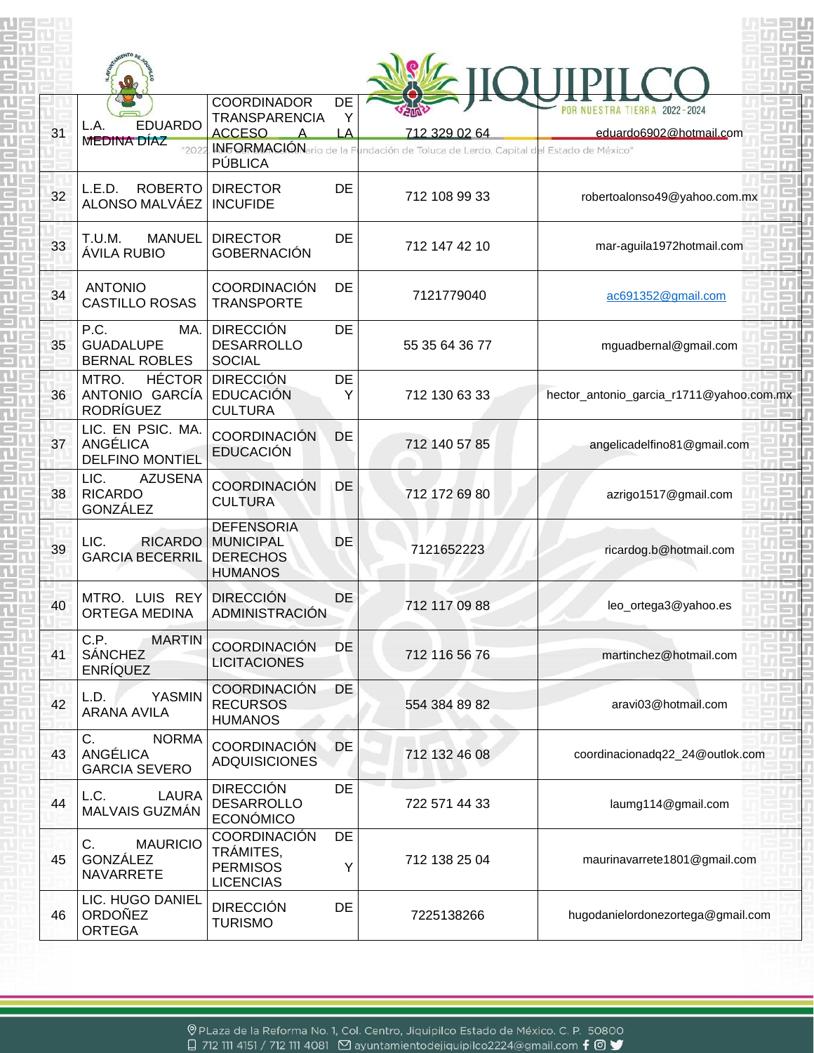| 31 | L.A. EDUARDO MEDINA DÍAZ | COORDINADOR DE TRANSPARENCIA Y ACCESO A LA INFORMACIÓN PÚBLICA | 712 329 02 64 | eduardo6902@hotmail.com |
|---|---|---|---|---|
| 32 | L.E.D. ROBERTO ALONSO MALVÁEZ | DIRECTOR DE INCUFIDE | 712 108 99 33 | robertoalonso49@yahoo.com.mx |
| 33 | T.U.M. MANUEL ÁVILA RUBIO | DIRECTOR DE GOBERNACIÓN | 712 147 42 10 | mar-aguila1972hotmail.com |
| 34 | ANTONIO CASTILLO ROSAS | COORDINACIÓN DE TRANSPORTE | 7121779040 | ac691352@gmail.com |
| 35 | P.C. MA. GUADALUPE BERNAL ROBLES | DIRECCIÓN DE DESARROLLO SOCIAL | 55 35 64 36 77 | mguadbernal@gmail.com |
| 36 | MTRO. HÉCTOR ANTONIO GARCÍA RODRÍGUEZ | DIRECCIÓN DE EDUCACIÓN Y CULTURA | 712 130 63 33 | hector_antonio_garcia_r1711@yahoo.com.mx |
| 37 | LIC. EN PSIC. MA. ANGÉLICA DELFINO MONTIEL | COORDINACIÓN DE EDUCACIÓN | 712 140 57 85 | angelicadelfino81@gmail.com |
| 38 | LIC. AZUSENA RICARDO GONZÁLEZ | COORDINACIÓN DE CULTURA | 712 172 69 80 | azrigo1517@gmail.com |
| 39 | LIC. RICARDO GARCIA BECERRIL | DEFENSORIA MUNICIPAL DE DERECHOS HUMANOS | 7121652223 | ricardog.b@hotmail.com |
| 40 | MTRO. LUIS REY ORTEGA MEDINA | DIRECCIÓN DE ADMINISTRACIÓN | 712 117 09 88 | leo_ortega3@yahoo.es |
| 41 | C.P. MARTIN SÁNCHEZ ENRÍQUEZ | COORDINACIÓN DE LICITACIONES | 712 116 56 76 | martinchez@hotmail.com |
| 42 | L.D. YASMIN ARANA AVILA | COORDINACIÓN DE RECURSOS HUMANOS | 554 384 89 82 | aravi03@hotmail.com |
| 43 | C. NORMA ANGÉLICA GARCIA SEVERO | COORDINACIÓN DE ADQUISICIONES | 712 132 46 08 | coordinacionadq22_24@outlok.com |
| 44 | L.C. LAURA MALVAIS GUZMÁN | DIRECCIÓN DE DESARROLLO ECONÓMICO | 722 571 44 33 | laumg114@gmail.com |
| 45 | C. MAURICIO GONZÁLEZ NAVARRETE | COORDINACIÓN DE TRÁMITES, PERMISOS Y LICENCIAS | 712 138 25 04 | maurinavarrete1801@gmail.com |
| 46 | LIC. HUGO DANIEL ORDOÑEZ ORTEGA | DIRECCIÓN DE TURISMO | 7225138266 | hugodanielordonezortega@gmail.com |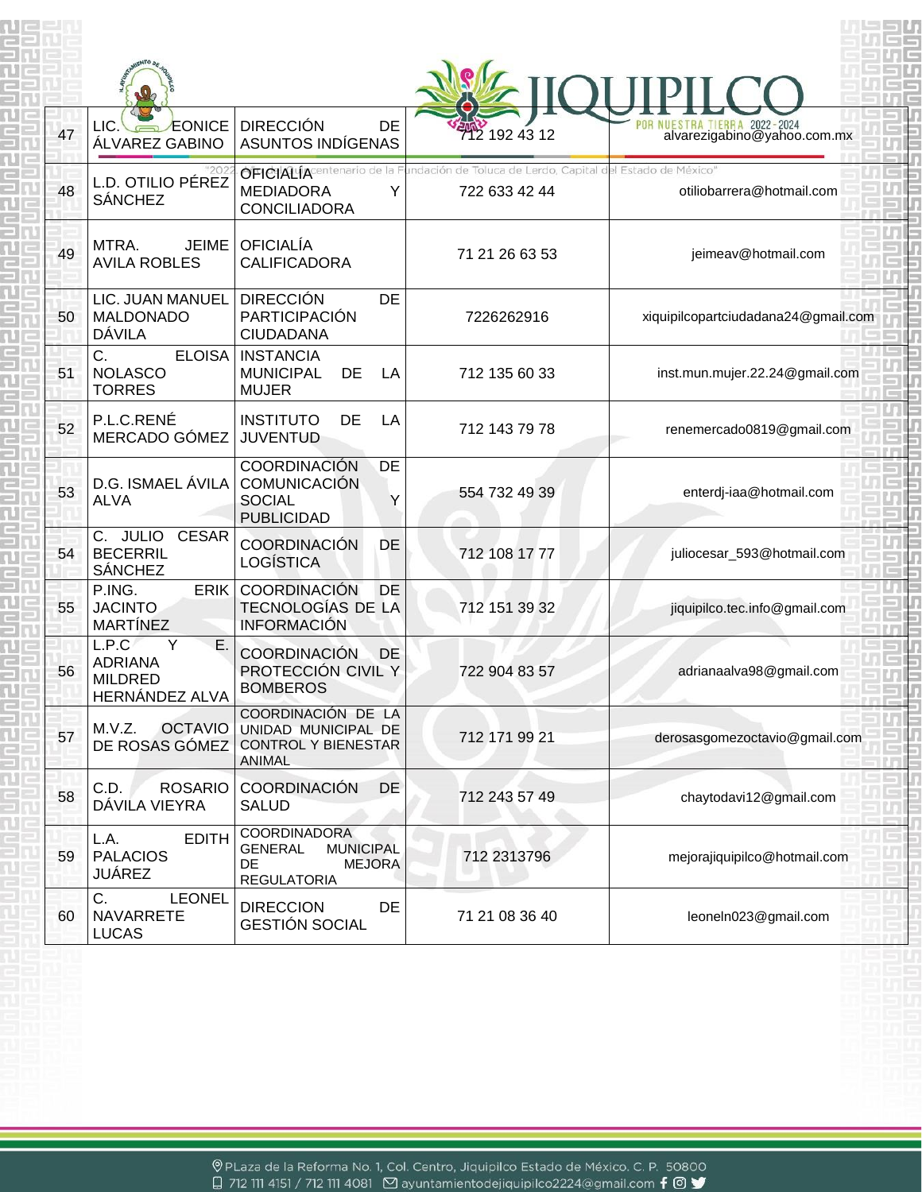| 47 | LIC. EONICE ÁLVAREZ GABINO | DIRECCIÓN DE ASUNTOS INDÍGENAS | 712 192 43 12 | alvarezigabino@yahoo.com.mx |
|---|---|---|---|---|
| 48 | L.D. OTILIO PÉREZ SÁNCHEZ | OFICIALÍA MEDIADORA Y CONCILIADORA | 722 633 42 44 | otiliobarrera@hotmail.com |
| 49 | MTRA. JEIME AVILA ROBLES | OFICIALÍA CALIFICADORA | 71 21 26 63 53 | jeimeav@hotmail.com |
| 50 | LIC. JUAN MANUEL MALDONADO DÁVILA | DIRECCIÓN DE PARTICIPACIÓN CIUDADANA | 7226262916 | xiquipilcopartciudadana24@gmail.com |
| 51 | C. ELOISA NOLASCO TORRES | INSTANCIA MUNICIPAL DE LA MUJER | 712 135 60 33 | inst.mun.mujer.22.24@gmail.com |
| 52 | P.L.C.RENÉ MERCADO GÓMEZ | INSTITUTO DE LA JUVENTUD | 712 143 79 78 | renemercado0819@gmail.com |
| 53 | D.G. ISMAEL ÁVILA ALVA | COORDINACIÓN DE COMUNICACIÓN SOCIAL Y PUBLICIDAD | 554 732 49 39 | enterdj-iaa@hotmail.com |
| 54 | C. JULIO CESAR BECERRIL SÁNCHEZ | COORDINACIÓN DE LOGÍSTICA | 712 108 17 77 | juliocesar_593@hotmail.com |
| 55 | P.ING. ERIK JACINTO MARTÍNEZ | COORDINACIÓN DE TECNOLOGÍAS DE LA INFORMACIÓN | 712 151 39 32 | jiquipilco.tec.info@gmail.com |
| 56 | L.P.C Y E. ADRIANA MILDRED HERNÁNDEZ ALVA | COORDINACIÓN DE PROTECCIÓN CIVIL Y BOMBEROS | 722 904 83 57 | adrianaalva98@gmail.com |
| 57 | M.V.Z. OCTAVIO DE ROSAS GÓMEZ | COORDINACIÓN DE LA UNIDAD MUNICIPAL DE CONTROL Y BIENESTAR ANIMAL | 712 171 99 21 | derosasgomezoctavio@gmail.com |
| 58 | C.D. ROSARIO DÁVILA VIEYRA | COORDINACIÓN DE SALUD | 712 243 57 49 | chaytodavi12@gmail.com |
| 59 | L.A. EDITH PALACIOS JUÁREZ | COORDINADORA GENERAL MUNICIPAL DE MEJORA REGULATORIA | 712 2313796 | mejorajiquipilco@hotmail.com |
| 60 | C. LEONEL NAVARRETE LUCAS | DIRECCION DE GESTIÓN SOCIAL | 71 21 08 36 40 | leoneln023@gmail.com |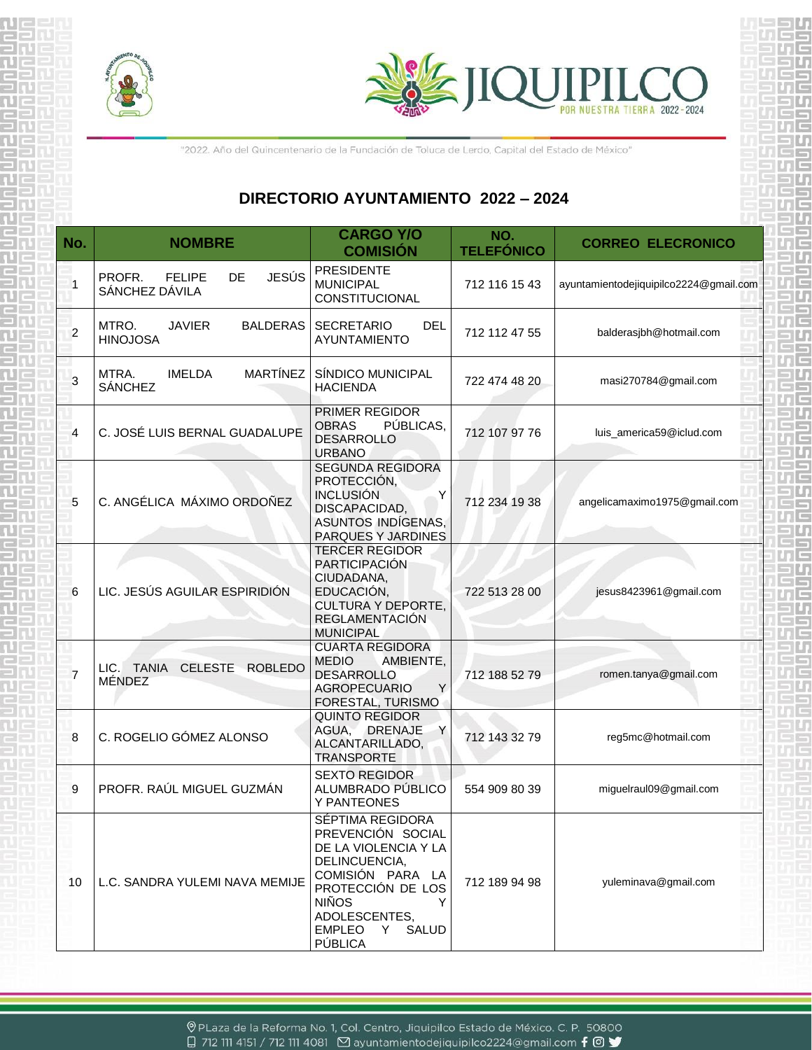"2022. Año del Quincentenario de la Fundación de Toluca de Lerdo, Capital del Estado de México"

# DIRECTORIO AYUNTAMIENTO 2022 – 2024

| No. | NOMBRE | CARGO Y/O COMISIÓN | NO. TELEFÓNICO | CORREO ELECRONICO |
|---|---|---|---|---|
| 1 | PROFR. FELIPE DE JESÚS SÁNCHEZ DÁVILA | PRESIDENTE MUNICIPAL CONSTITUCIONAL | 712 116 15 43 | ayuntamientodejiquipilco2224@gmail.com |
| 2 | MTRO. JAVIER BALDERAS HINOJOSA | SECRETARIO DEL AYUNTAMIENTO | 712 112 47 55 | balderasjbh@hotmail.com |
| 3 | MTRA. IMELDA MARTÍNEZ SÁNCHEZ | SÍNDICO MUNICIPAL HACIENDA | 722 474 48 20 | masi270784@gmail.com |
| 4 | C. JOSÉ LUIS BERNAL GUADALUPE | PRIMER REGIDOR OBRAS PÚBLICAS, DESARROLLO URBANO | 712 107 97 76 | luis_america59@iclud.com |
| 5 | C. ANGÉLICA MÁXIMO ORDOÑEZ | SEGUNDA REGIDORA PROTECCIÓN, INCLUSIÓN Y DISCAPACIDAD, ASUNTOS INDÍGENAS, PARQUES Y JARDINES | 712 234 19 38 | angelicamaximo1975@gmail.com |
| 6 | LIC. JESÚS AGUILAR ESPIRIDIÓN | TERCER REGIDOR PARTICIPACIÓN CIUDADANA, EDUCACIÓN, CULTURA Y DEPORTE, REGLAMENTACIÓN MUNICIPAL | 722 513 28 00 | jesus8423961@gmail.com |
| 7 | LIC. TANIA CELESTE ROBLEDO MÉNDEZ | CUARTA REGIDORA MEDIO AMBIENTE, DESARROLLO AGROPECUARIO Y FORESTAL, TURISMO | 712 188 52 79 | romen.tanya@gmail.com |
| 8 | C. ROGELIO GÓMEZ ALONSO | QUINTO REGIDOR AGUA, DRENAJE Y ALCANTARILLADO, TRANSPORTE | 712 143 32 79 | reg5mc@hotmail.com |
| 9 | PROFR. RAÚL MIGUEL GUZMÁN | SEXTO REGIDOR ALUMBRADO PÚBLICO Y PANTEONES | 554 909 80 39 | miguelraul09@gmail.com |
| 10 | L.C. SANDRA YULEMI NAVA MEMIJE | SÉPTIMA REGIDORA PREVENCIÓN SOCIAL DE LA VIOLENCIA Y LA DELINCUENCIA, COMISIÓN PARA LA PROTECCIÓN DE LOS NIÑOS Y ADOLESCENTES, EMPLEO Y SALUD PÚBLICA | 712 189 94 98 | yuleminava@gmail.com |

PLaza de la Reforma No. 1, Col. Centro, Jiquipilco Estado de México. C. P. 50800
712 111 4151 / 712 111 4081 ayuntamientodejiquipilco2224@gmail.com